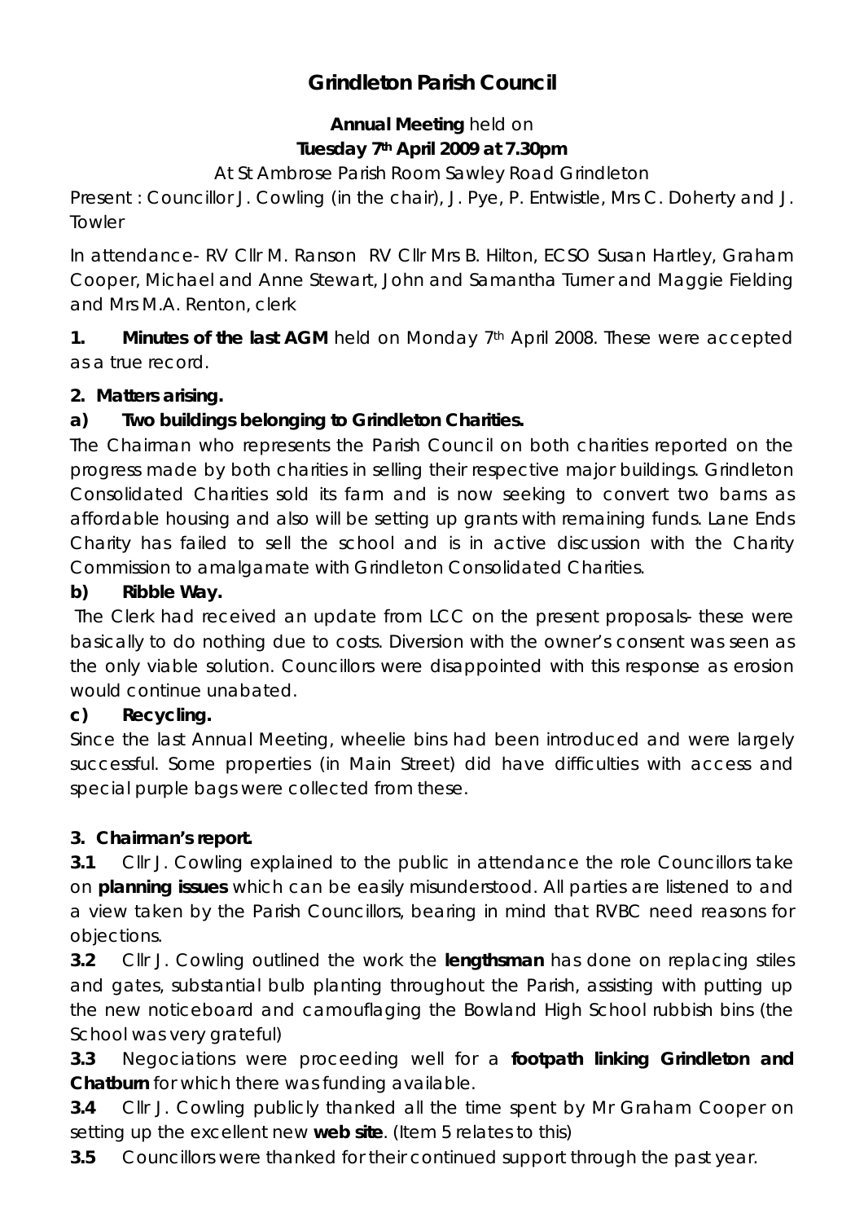# Grindleton Parish Council

**Annual Meeting** held on
**Tuesday 7th April 2009 at 7.30pm**

At St Ambrose Parish Room Sawley Road Grindleton

Present : Councillor J. Cowling (in the chair), J. Pye, P. Entwistle, Mrs C. Doherty and J. Towler

In attendance- RV Cllr M. Ranson RV Cllr Mrs B. Hilton, ECSO Susan Hartley, Graham Cooper, Michael and Anne Stewart, John and Samantha Turner and Maggie Fielding and Mrs M.A. Renton, clerk

**1. Minutes of the last AGM** held on Monday 7th April 2008. These were accepted as a true record.

**2. Matters arising.**

**a) Two buildings belonging to Grindleton Charities.**

The Chairman who represents the Parish Council on both charities reported on the progress made by both charities in selling their respective major buildings. Grindleton Consolidated Charities sold its farm and is now seeking to convert two barns as affordable housing and also will be setting up grants with remaining funds. Lane Ends Charity has failed to sell the school and is in active discussion with the Charity Commission to amalgamate with Grindleton Consolidated Charities.

**b) Ribble Way.**

The Clerk had received an update from LCC on the present proposals- these were basically to do nothing due to costs. Diversion with the owner's consent was seen as the only viable solution. Councillors were disappointed with this response as erosion would continue unabated.

**c) Recycling.**

Since the last Annual Meeting, wheelie bins had been introduced and were largely successful. Some properties (in Main Street) did have difficulties with access and special purple bags were collected from these.

**3. Chairman's report.**

**3.1** Cllr J. Cowling explained to the public in attendance the role Councillors take on **planning issues** which can be easily misunderstood. All parties are listened to and a view taken by the Parish Councillors, bearing in mind that RVBC need reasons for objections.

**3.2** Cllr J. Cowling outlined the work the **lengthsman** has done on replacing stiles and gates, substantial bulb planting throughout the Parish, assisting with putting up the new noticeboard and camouflaging the Bowland High School rubbish bins (the School was very grateful)

**3.3** Negociations were proceeding well for a **footpath linking Grindleton and Chatburn** for which there was funding available.

**3.4** Cllr J. Cowling publicly thanked all the time spent by Mr Graham Cooper on setting up the excellent new **web site**. (Item 5 relates to this)

**3.5** Councillors were thanked for their continued support through the past year.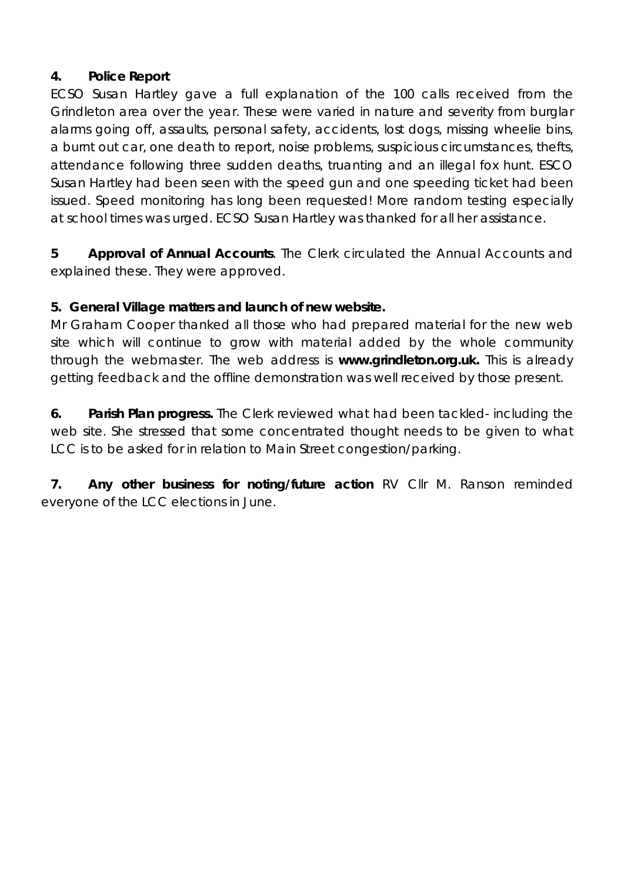**4. Police Report**

ECSO Susan Hartley gave a full explanation of the 100 calls received from the Grindleton area over the year. These were varied in nature and severity from burglar alarms going off, assaults, personal safety, accidents, lost dogs, missing wheelie bins, a burnt out car, one death to report, noise problems, suspicious circumstances, thefts, attendance following three sudden deaths, truanting and an illegal fox hunt. ESCO Susan Hartley had been seen with the speed gun and one speeding ticket had been issued. Speed monitoring has long been requested! More random testing especially at school times was urged. ECSO Susan Hartley was thanked for all her assistance.

**5 Approval of Annual Accounts**. The Clerk circulated the Annual Accounts and explained these. They were approved.

**5. General Village matters and launch of new website.**

Mr Graham Cooper thanked all those who had prepared material for the new web site which will continue to grow with material added by the whole community through the webmaster. The web address is **www.grindleton.org.uk.** This is already getting feedback and the offline demonstration was well received by those present.

**6. Parish Plan progress.** The Clerk reviewed what had been tackled- including the web site. She stressed that some concentrated thought needs to be given to what LCC is to be asked for in relation to Main Street congestion/parking.

**7. Any other business for noting/future action** RV Cllr M. Ranson reminded everyone of the LCC elections in June.